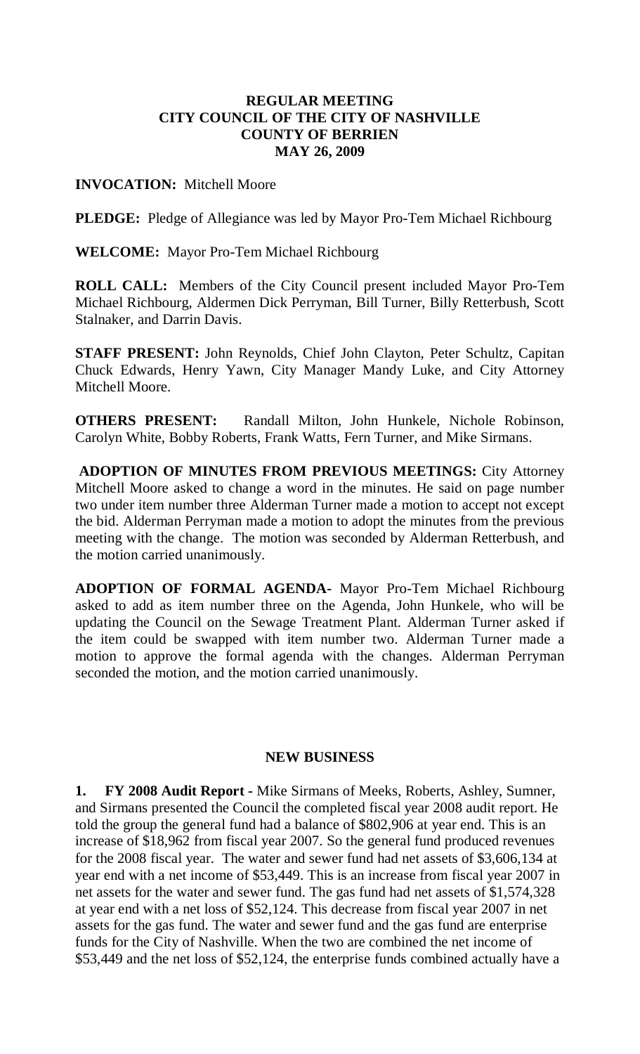**REGULAR MEETING**
**CITY COUNCIL OF THE CITY OF NASHVILLE**
**COUNTY OF BERRIEN**
**MAY 26, 2009**

**INVOCATION:** Mitchell Moore

**PLEDGE:** Pledge of Allegiance was led by Mayor Pro-Tem Michael Richbourg

**WELCOME:** Mayor Pro-Tem Michael Richbourg

**ROLL CALL:** Members of the City Council present included Mayor Pro-Tem Michael Richbourg, Aldermen Dick Perryman, Bill Turner, Billy Retterbush, Scott Stalnaker, and Darrin Davis.

**STAFF PRESENT:** John Reynolds, Chief John Clayton, Peter Schultz, Capitan Chuck Edwards, Henry Yawn, City Manager Mandy Luke, and City Attorney Mitchell Moore.

**OTHERS PRESENT:** Randall Milton, John Hunkele, Nichole Robinson, Carolyn White, Bobby Roberts, Frank Watts, Fern Turner, and Mike Sirmans.

**ADOPTION OF MINUTES FROM PREVIOUS MEETINGS:** City Attorney Mitchell Moore asked to change a word in the minutes. He said on page number two under item number three Alderman Turner made a motion to accept not except the bid. Alderman Perryman made a motion to adopt the minutes from the previous meeting with the change. The motion was seconded by Alderman Retterbush, and the motion carried unanimously.

**ADOPTION OF FORMAL AGENDA-** Mayor Pro-Tem Michael Richbourg asked to add as item number three on the Agenda, John Hunkele, who will be updating the Council on the Sewage Treatment Plant. Alderman Turner asked if the item could be swapped with item number two. Alderman Turner made a motion to approve the formal agenda with the changes. Alderman Perryman seconded the motion, and the motion carried unanimously.

## NEW BUSINESS

**1. FY 2008 Audit Report -** Mike Sirmans of Meeks, Roberts, Ashley, Sumner, and Sirmans presented the Council the completed fiscal year 2008 audit report. He told the group the general fund had a balance of $802,906 at year end. This is an increase of $18,962 from fiscal year 2007. So the general fund produced revenues for the 2008 fiscal year. The water and sewer fund had net assets of $3,606,134 at year end with a net income of $53,449. This is an increase from fiscal year 2007 in net assets for the water and sewer fund. The gas fund had net assets of $1,574,328 at year end with a net loss of $52,124. This decrease from fiscal year 2007 in net assets for the gas fund. The water and sewer fund and the gas fund are enterprise funds for the City of Nashville. When the two are combined the net income of $53,449 and the net loss of $52,124, the enterprise funds combined actually have a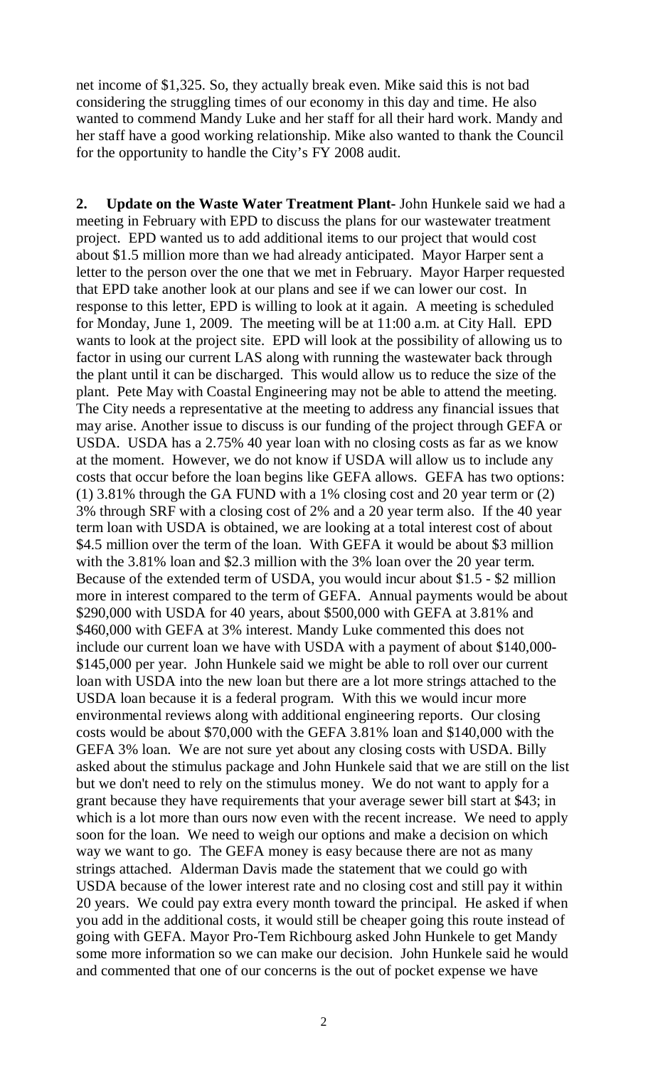net income of $1,325. So, they actually break even. Mike said this is not bad considering the struggling times of our economy in this day and time. He also wanted to commend Mandy Luke and her staff for all their hard work. Mandy and her staff have a good working relationship. Mike also wanted to thank the Council for the opportunity to handle the City's FY 2008 audit.

**2. Update on the Waste Water Treatment Plant-** John Hunkele said we had a meeting in February with EPD to discuss the plans for our wastewater treatment project. EPD wanted us to add additional items to our project that would cost about $1.5 million more than we had already anticipated. Mayor Harper sent a letter to the person over the one that we met in February. Mayor Harper requested that EPD take another look at our plans and see if we can lower our cost. In response to this letter, EPD is willing to look at it again. A meeting is scheduled for Monday, June 1, 2009. The meeting will be at 11:00 a.m. at City Hall. EPD wants to look at the project site. EPD will look at the possibility of allowing us to factor in using our current LAS along with running the wastewater back through the plant until it can be discharged. This would allow us to reduce the size of the plant. Pete May with Coastal Engineering may not be able to attend the meeting. The City needs a representative at the meeting to address any financial issues that may arise. Another issue to discuss is our funding of the project through GEFA or USDA. USDA has a 2.75% 40 year loan with no closing costs as far as we know at the moment. However, we do not know if USDA will allow us to include any costs that occur before the loan begins like GEFA allows. GEFA has two options: (1) 3.81% through the GA FUND with a 1% closing cost and 20 year term or (2) 3% through SRF with a closing cost of 2% and a 20 year term also. If the 40 year term loan with USDA is obtained, we are looking at a total interest cost of about $4.5 million over the term of the loan. With GEFA it would be about $3 million with the 3.81% loan and $2.3 million with the 3% loan over the 20 year term. Because of the extended term of USDA, you would incur about $1.5 - $2 million more in interest compared to the term of GEFA. Annual payments would be about $290,000 with USDA for 40 years, about $500,000 with GEFA at 3.81% and $460,000 with GEFA at 3% interest. Mandy Luke commented this does not include our current loan we have with USDA with a payment of about $140,000-$145,000 per year. John Hunkele said we might be able to roll over our current loan with USDA into the new loan but there are a lot more strings attached to the USDA loan because it is a federal program. With this we would incur more environmental reviews along with additional engineering reports. Our closing costs would be about $70,000 with the GEFA 3.81% loan and $140,000 with the GEFA 3% loan. We are not sure yet about any closing costs with USDA. Billy asked about the stimulus package and John Hunkele said that we are still on the list but we don't need to rely on the stimulus money. We do not want to apply for a grant because they have requirements that your average sewer bill start at $43; in which is a lot more than ours now even with the recent increase. We need to apply soon for the loan. We need to weigh our options and make a decision on which way we want to go. The GEFA money is easy because there are not as many strings attached. Alderman Davis made the statement that we could go with USDA because of the lower interest rate and no closing cost and still pay it within 20 years. We could pay extra every month toward the principal. He asked if when you add in the additional costs, it would still be cheaper going this route instead of going with GEFA. Mayor Pro-Tem Richbourg asked John Hunkele to get Mandy some more information so we can make our decision. John Hunkele said he would and commented that one of our concerns is the out of pocket expense we have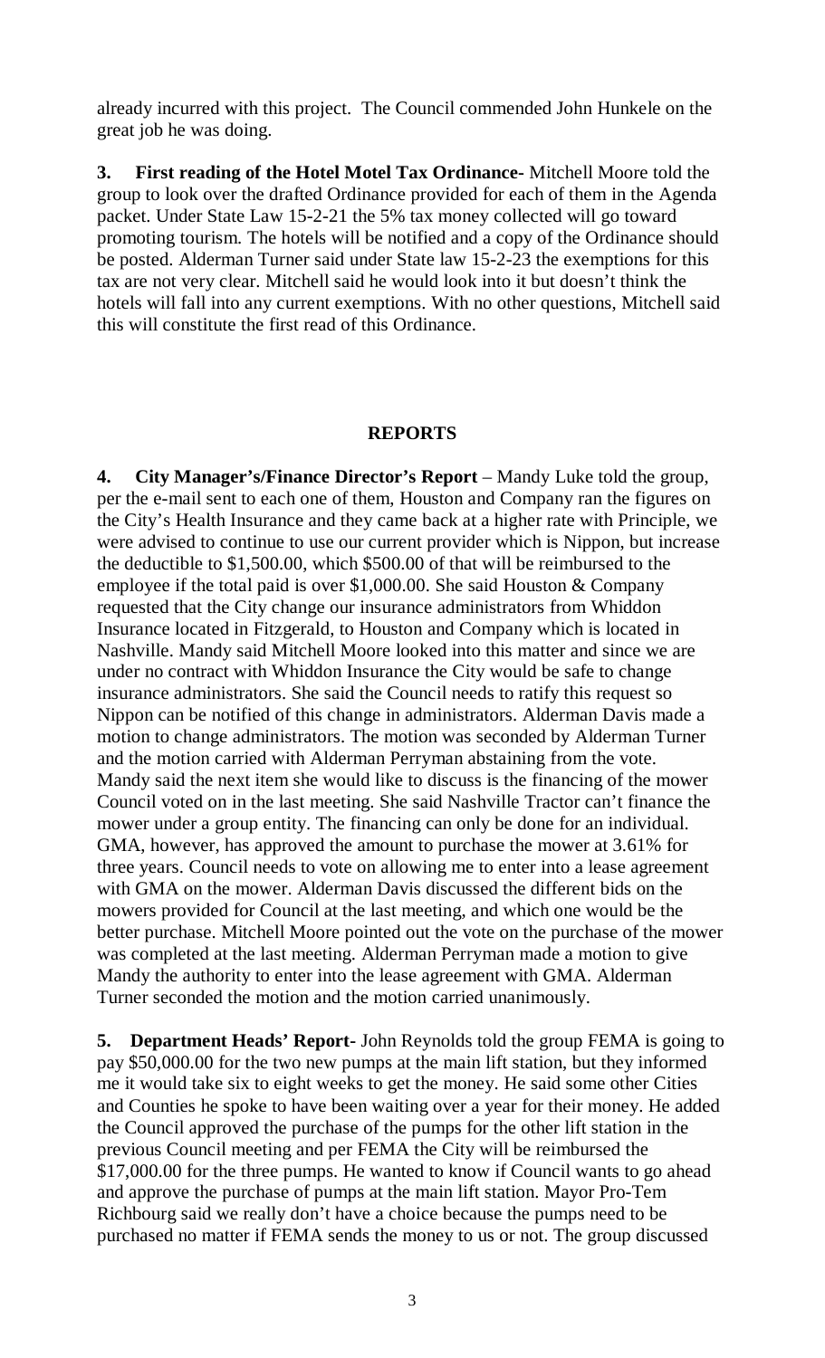already incurred with this project. The Council commended John Hunkele on the great job he was doing.

**3. First reading of the Hotel Motel Tax Ordinance-** Mitchell Moore told the group to look over the drafted Ordinance provided for each of them in the Agenda packet. Under State Law 15-2-21 the 5% tax money collected will go toward promoting tourism. The hotels will be notified and a copy of the Ordinance should be posted. Alderman Turner said under State law 15-2-23 the exemptions for this tax are not very clear. Mitchell said he would look into it but doesn't think the hotels will fall into any current exemptions. With no other questions, Mitchell said this will constitute the first read of this Ordinance.

## REPORTS

**4. City Manager's/Finance Director's Report** – Mandy Luke told the group, per the e-mail sent to each one of them, Houston and Company ran the figures on the City's Health Insurance and they came back at a higher rate with Principle, we were advised to continue to use our current provider which is Nippon, but increase the deductible to $1,500.00, which $500.00 of that will be reimbursed to the employee if the total paid is over $1,000.00. She said Houston & Company requested that the City change our insurance administrators from Whiddon Insurance located in Fitzgerald, to Houston and Company which is located in Nashville. Mandy said Mitchell Moore looked into this matter and since we are under no contract with Whiddon Insurance the City would be safe to change insurance administrators. She said the Council needs to ratify this request so Nippon can be notified of this change in administrators. Alderman Davis made a motion to change administrators. The motion was seconded by Alderman Turner and the motion carried with Alderman Perryman abstaining from the vote. Mandy said the next item she would like to discuss is the financing of the mower Council voted on in the last meeting. She said Nashville Tractor can't finance the mower under a group entity. The financing can only be done for an individual. GMA, however, has approved the amount to purchase the mower at 3.61% for three years. Council needs to vote on allowing me to enter into a lease agreement with GMA on the mower. Alderman Davis discussed the different bids on the mowers provided for Council at the last meeting, and which one would be the better purchase. Mitchell Moore pointed out the vote on the purchase of the mower was completed at the last meeting. Alderman Perryman made a motion to give Mandy the authority to enter into the lease agreement with GMA. Alderman Turner seconded the motion and the motion carried unanimously.

**5. Department Heads' Report-** John Reynolds told the group FEMA is going to pay $50,000.00 for the two new pumps at the main lift station, but they informed me it would take six to eight weeks to get the money. He said some other Cities and Counties he spoke to have been waiting over a year for their money. He added the Council approved the purchase of the pumps for the other lift station in the previous Council meeting and per FEMA the City will be reimbursed the $17,000.00 for the three pumps. He wanted to know if Council wants to go ahead and approve the purchase of pumps at the main lift station. Mayor Pro-Tem Richbourg said we really don't have a choice because the pumps need to be purchased no matter if FEMA sends the money to us or not. The group discussed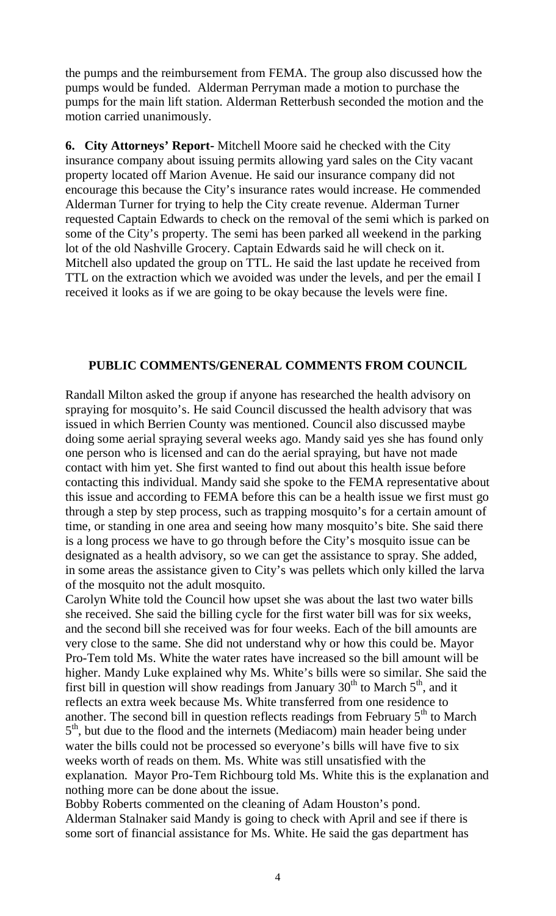the pumps and the reimbursement from FEMA. The group also discussed how the pumps would be funded. Alderman Perryman made a motion to purchase the pumps for the main lift station. Alderman Retterbush seconded the motion and the motion carried unanimously.

**6. City Attorneys' Report-** Mitchell Moore said he checked with the City insurance company about issuing permits allowing yard sales on the City vacant property located off Marion Avenue. He said our insurance company did not encourage this because the City's insurance rates would increase. He commended Alderman Turner for trying to help the City create revenue. Alderman Turner requested Captain Edwards to check on the removal of the semi which is parked on some of the City's property. The semi has been parked all weekend in the parking lot of the old Nashville Grocery. Captain Edwards said he will check on it. Mitchell also updated the group on TTL. He said the last update he received from TTL on the extraction which we avoided was under the levels, and per the email I received it looks as if we are going to be okay because the levels were fine.

## PUBLIC COMMENTS/GENERAL COMMENTS FROM COUNCIL

Randall Milton asked the group if anyone has researched the health advisory on spraying for mosquito's. He said Council discussed the health advisory that was issued in which Berrien County was mentioned. Council also discussed maybe doing some aerial spraying several weeks ago. Mandy said yes she has found only one person who is licensed and can do the aerial spraying, but have not made contact with him yet. She first wanted to find out about this health issue before contacting this individual. Mandy said she spoke to the FEMA representative about this issue and according to FEMA before this can be a health issue we first must go through a step by step process, such as trapping mosquito's for a certain amount of time, or standing in one area and seeing how many mosquito's bite. She said there is a long process we have to go through before the City's mosquito issue can be designated as a health advisory, so we can get the assistance to spray. She added, in some areas the assistance given to City's was pellets which only killed the larva of the mosquito not the adult mosquito.

Carolyn White told the Council how upset she was about the last two water bills she received. She said the billing cycle for the first water bill was for six weeks, and the second bill she received was for four weeks. Each of the bill amounts are very close to the same. She did not understand why or how this could be. Mayor Pro-Tem told Ms. White the water rates have increased so the bill amount will be higher. Mandy Luke explained why Ms. White's bills were so similar. She said the first bill in question will show readings from January 30th to March 5th, and it reflects an extra week because Ms. White transferred from one residence to another. The second bill in question reflects readings from February 5th to March 5th, but due to the flood and the internets (Mediacom) main header being under water the bills could not be processed so everyone's bills will have five to six weeks worth of reads on them. Ms. White was still unsatisfied with the explanation. Mayor Pro-Tem Richbourg told Ms. White this is the explanation and nothing more can be done about the issue.

Bobby Roberts commented on the cleaning of Adam Houston's pond.

Alderman Stalnaker said Mandy is going to check with April and see if there is some sort of financial assistance for Ms. White. He said the gas department has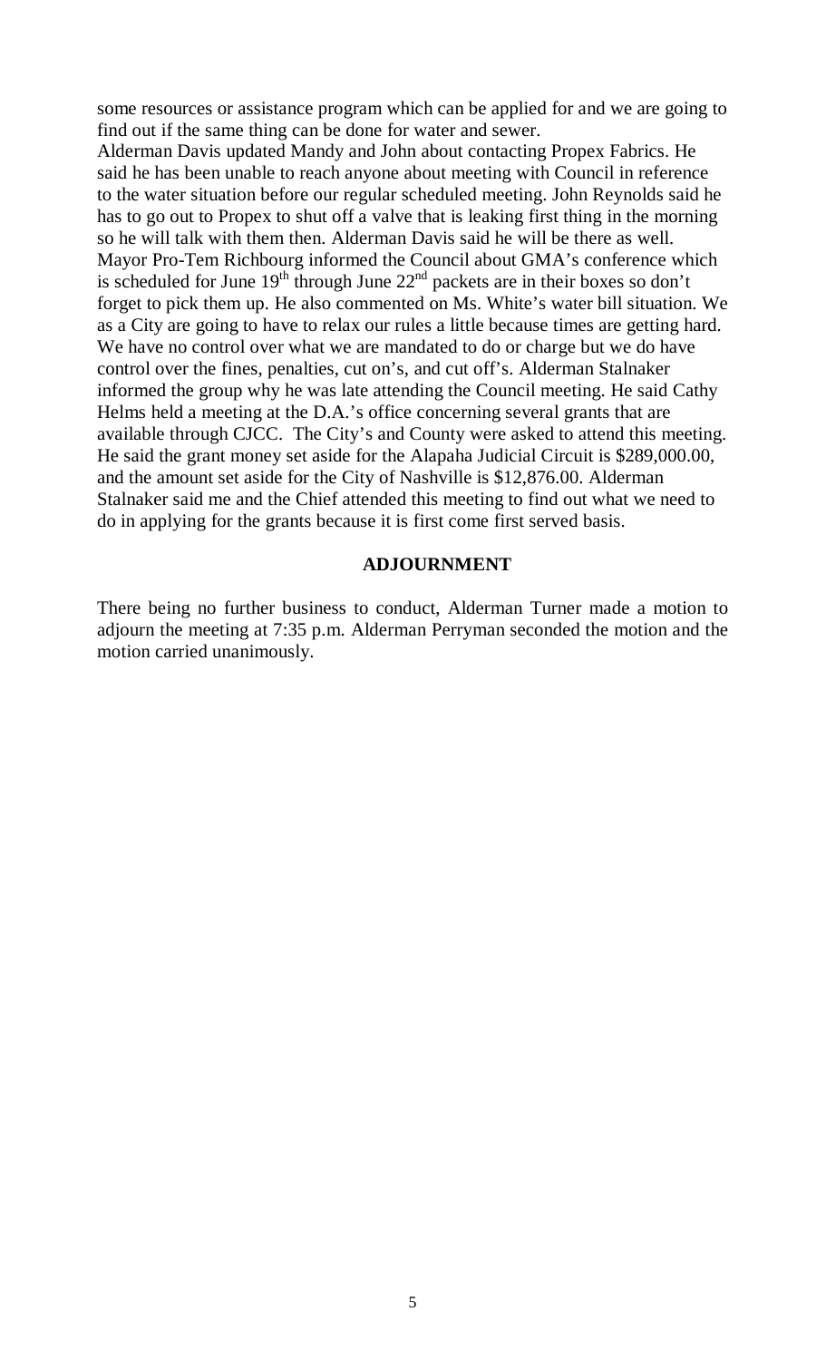some resources or assistance program which can be applied for and we are going to find out if the same thing can be done for water and sewer.

Alderman Davis updated Mandy and John about contacting Propex Fabrics. He said he has been unable to reach anyone about meeting with Council in reference to the water situation before our regular scheduled meeting. John Reynolds said he has to go out to Propex to shut off a valve that is leaking first thing in the morning so he will talk with them then. Alderman Davis said he will be there as well.

Mayor Pro-Tem Richbourg informed the Council about GMA's conference which is scheduled for June 19th through June 22nd packets are in their boxes so don't forget to pick them up. He also commented on Ms. White's water bill situation. We as a City are going to have to relax our rules a little because times are getting hard. We have no control over what we are mandated to do or charge but we do have control over the fines, penalties, cut on's, and cut off's. Alderman Stalnaker informed the group why he was late attending the Council meeting. He said Cathy Helms held a meeting at the D.A.'s office concerning several grants that are available through CJCC. The City's and County were asked to attend this meeting. He said the grant money set aside for the Alapaha Judicial Circuit is $289,000.00, and the amount set aside for the City of Nashville is $12,876.00. Alderman Stalnaker said me and the Chief attended this meeting to find out what we need to do in applying for the grants because it is first come first served basis.

**ADJOURNMENT**

There being no further business to conduct, Alderman Turner made a motion to adjourn the meeting at 7:35 p.m. Alderman Perryman seconded the motion and the motion carried unanimously.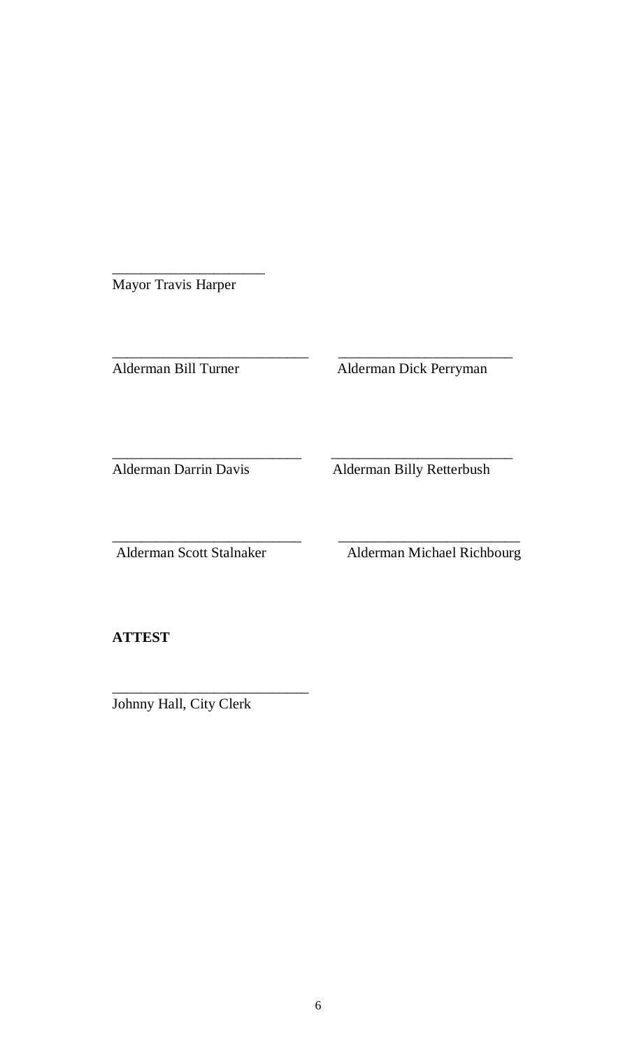\_\_\_\_\_\_\_\_\_\_\_\_\_\_\_\_\_\_\_\_\_
Mayor Travis Harper

| | |
|---|---|
| \_\_\_\_\_\_\_\_\_\_\_\_\_\_\_\_\_\_\_\_\_\_\_\_\_\_\_ | \_\_\_\_\_\_\_\_\_\_\_\_\_\_\_\_\_\_\_\_\_\_\_\_ |
| Alderman Bill Turner | Alderman Dick Perryman |
| \_\_\_\_\_\_\_\_\_\_\_\_\_\_\_\_\_\_\_\_\_\_\_\_\_\_ | \_\_\_\_\_\_\_\_\_\_\_\_\_\_\_\_\_\_\_\_\_\_\_\_\_ |
| Alderman Darrin Davis | Alderman Billy Retterbush |
| \_\_\_\_\_\_\_\_\_\_\_\_\_\_\_\_\_\_\_\_\_\_\_\_\_\_ | \_\_\_\_\_\_\_\_\_\_\_\_\_\_\_\_\_\_\_\_\_\_\_\_\_ |
| Alderman Scott Stalnaker | Alderman Michael Richbourg |

**ATTEST**

\_\_\_\_\_\_\_\_\_\_\_\_\_\_\_\_\_\_\_\_\_\_\_\_\_\_\_
Johnny Hall, City Clerk